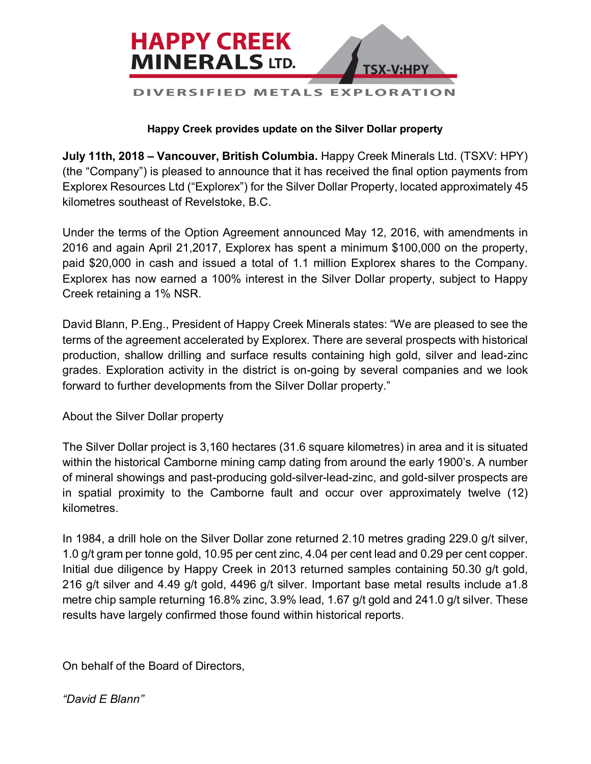HAPPY CREEK MINERALS LTD.

TSX-V:HPY

DIVERSIFIED METALS EXPLORATION

**Happy Creek provides update on the Silver Dollar property**

**July 11th, 2018 – Vancouver, British Columbia.** Happy Creek Minerals Ltd. (TSXV: HPY) (the "Company") is pleased to announce that it has received the final option payments from Explorex Resources Ltd ("Explorex") for the Silver Dollar Property, located approximately 45 kilometres southeast of Revelstoke, B.C.

Under the terms of the Option Agreement announced May 12, 2016, with amendments in 2016 and again April 21,2017, Explorex has spent a minimum $100,000 on the property, paid $20,000 in cash and issued a total of 1.1 million Explorex shares to the Company. Explorex has now earned a 100% interest in the Silver Dollar property, subject to Happy Creek retaining a 1% NSR.

David Blann, P.Eng., President of Happy Creek Minerals states: "We are pleased to see the terms of the agreement accelerated by Explorex. There are several prospects with historical production, shallow drilling and surface results containing high gold, silver and lead-zinc grades. Exploration activity in the district is on-going by several companies and we look forward to further developments from the Silver Dollar property."

About the Silver Dollar property

The Silver Dollar project is 3,160 hectares (31.6 square kilometres) in area and it is situated within the historical Camborne mining camp dating from around the early 1900's. A number of mineral showings and past-producing gold-silver-lead-zinc, and gold-silver prospects are in spatial proximity to the Camborne fault and occur over approximately twelve (12) kilometres.

In 1984, a drill hole on the Silver Dollar zone returned 2.10 metres grading 229.0 g/t silver, 1.0 g/t gram per tonne gold, 10.95 per cent zinc, 4.04 per cent lead and 0.29 per cent copper. Initial due diligence by Happy Creek in 2013 returned samples containing 50.30 g/t gold, 216 g/t silver and 4.49 g/t gold, 4496 g/t silver. Important base metal results include a1.8 metre chip sample returning 16.8% zinc, 3.9% lead, 1.67 g/t gold and 241.0 g/t silver. These results have largely confirmed those found within historical reports.

On behalf of the Board of Directors,

*"David E Blann"*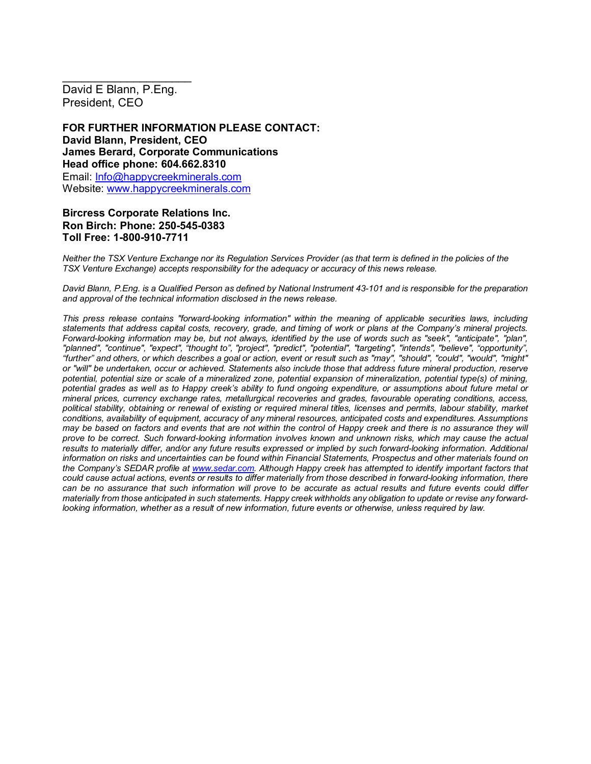\_\_\_\_\_\_\_\_\_\_\_\_\_\_\_\_\_\_\_\_\_\_

David E Blann, P.Eng.
President, CEO

**FOR FURTHER INFORMATION PLEASE CONTACT:**
**David Blann, President, CEO**
**James Berard, Corporate Communications**
**Head office phone: 604.662.8310**
Email: [Info@happycreekminerals.com](mailto:Info@happycreekminerals.com)
Website: [www.happycreekminerals.com](http://www.happycreekminerals.com)

**Bircress Corporate Relations Inc.**
**Ron Birch: Phone: 250-545-0383**
**Toll Free: 1-800-910-7711**

*Neither the TSX Venture Exchange nor its Regulation Services Provider (as that term is defined in the policies of the TSX Venture Exchange) accepts responsibility for the adequacy or accuracy of this news release.*

*David Blann, P.Eng. is a Qualified Person as defined by National Instrument 43-101 and is responsible for the preparation and approval of the technical information disclosed in the news release.*

*This press release contains "forward-looking information" within the meaning of applicable securities laws, including statements that address capital costs, recovery, grade, and timing of work or plans at the Company's mineral projects. Forward-looking information may be, but not always, identified by the use of words such as "seek", "anticipate", "plan", "planned", "continue", "expect", "thought to", "project", "predict", "potential", "targeting", "intends", "believe", "opportunity", "further" and others, or which describes a goal or action, event or result such as "may", "should", "could", "would", "might" or "will" be undertaken, occur or achieved. Statements also include those that address future mineral production, reserve potential, potential size or scale of a mineralized zone, potential expansion of mineralization, potential type(s) of mining, potential grades as well as to Happy creek's ability to fund ongoing expenditure, or assumptions about future metal or mineral prices, currency exchange rates, metallurgical recoveries and grades, favourable operating conditions, access, political stability, obtaining or renewal of existing or required mineral titles, licenses and permits, labour stability, market conditions, availability of equipment, accuracy of any mineral resources, anticipated costs and expenditures. Assumptions may be based on factors and events that are not within the control of Happy creek and there is no assurance they will prove to be correct. Such forward-looking information involves known and unknown risks, which may cause the actual results to materially differ, and/or any future results expressed or implied by such forward-looking information. Additional information on risks and uncertainties can be found within Financial Statements, Prospectus and other materials found on the Company's SEDAR profile at [www.sedar.com](http://www.sedar.com). Although Happy creek has attempted to identify important factors that could cause actual actions, events or results to differ materially from those described in forward-looking information, there can be no assurance that such information will prove to be accurate as actual results and future events could differ materially from those anticipated in such statements. Happy creek withholds any obligation to update or revise any forward-looking information, whether as a result of new information, future events or otherwise, unless required by law.*